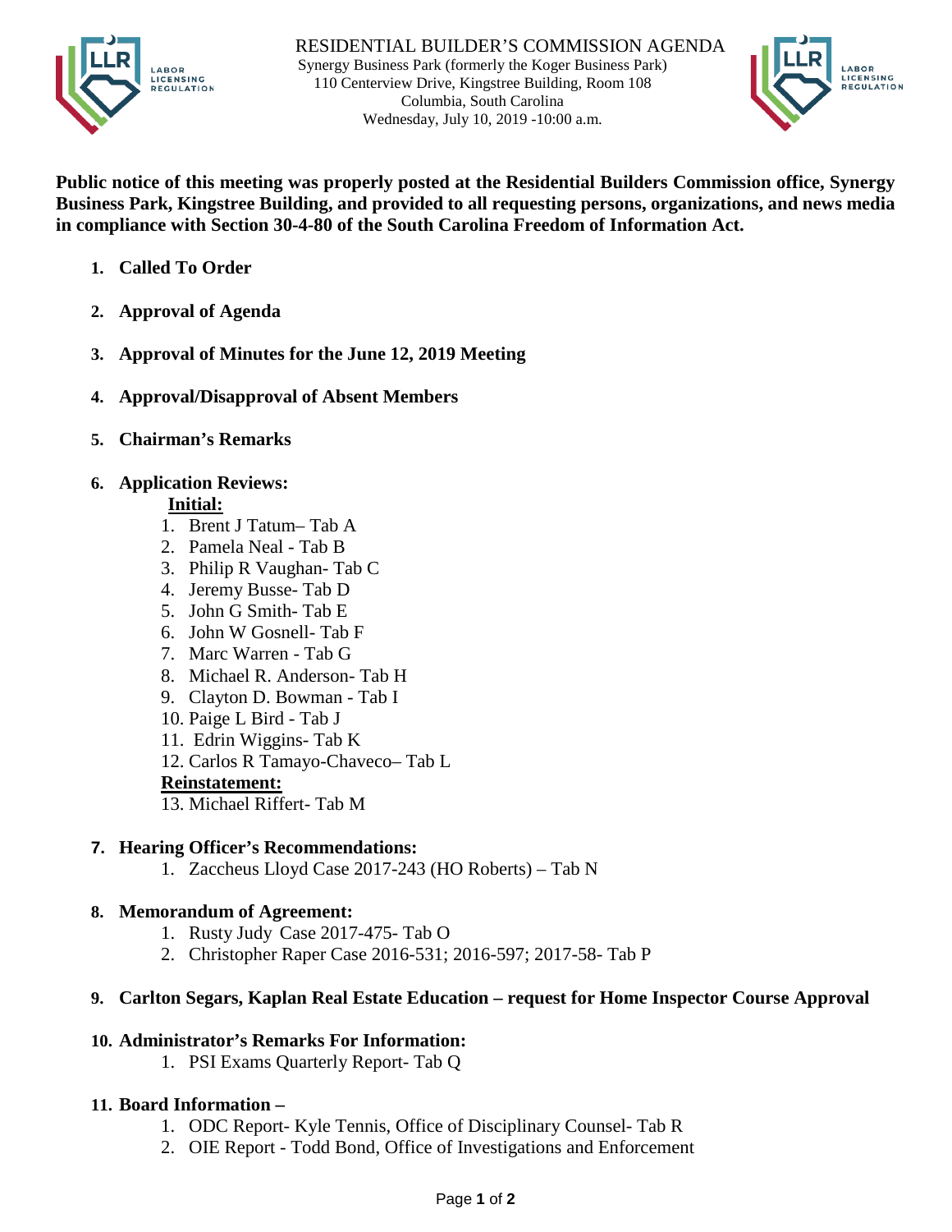# RESIDENTIAL BUILDER'S COMMISSION AGENDA

Synergy Business Park (formerly the Koger Business Park)
110 Centerview Drive, Kingstree Building, Room 108
Columbia, South Carolina
Wednesday, July 10, 2019 -10:00 a.m.

**Public notice of this meeting was properly posted at the Residential Builders Commission office, Synergy Business Park, Kingstree Building, and provided to all requesting persons, organizations, and news media in compliance with Section 30-4-80 of the South Carolina Freedom of Information Act.**

1. **Called To Order**

2. **Approval of Agenda**

3. **Approval of Minutes for the June 12, 2019 Meeting**

4. **Approval/Disapproval of Absent Members**

5. **Chairman's Remarks**

6. **Application Reviews:**

   **Initial:**

   1. Brent J Tatum– Tab A
   2. Pamela Neal - Tab B
   3. Philip R Vaughan- Tab C
   4. Jeremy Busse- Tab D
   5. John G Smith- Tab E
   6. John W Gosnell- Tab F
   7. Marc Warren - Tab G
   8. Michael R. Anderson- Tab H
   9. Clayton D. Bowman - Tab I
   10. Paige L Bird - Tab J
   11. Edrin Wiggins- Tab K
   12. Carlos R Tamayo-Chaveco– Tab L

   **Reinstatement:**

   13. Michael Riffert- Tab M

7. **Hearing Officer's Recommendations:**
   1. Zaccheus Lloyd Case 2017-243 (HO Roberts) – Tab N

8. **Memorandum of Agreement:**
   1. Rusty Judy Case 2017-475- Tab O
   2. Christopher Raper Case 2016-531; 2016-597; 2017-58- Tab P

9. **Carlton Segars, Kaplan Real Estate Education – request for Home Inspector Course Approval**

10. **Administrator's Remarks For Information:**
    1. PSI Exams Quarterly Report- Tab Q

11. **Board Information –**
    1. ODC Report- Kyle Tennis, Office of Disciplinary Counsel- Tab R
    2. OIE Report - Todd Bond, Office of Investigations and Enforcement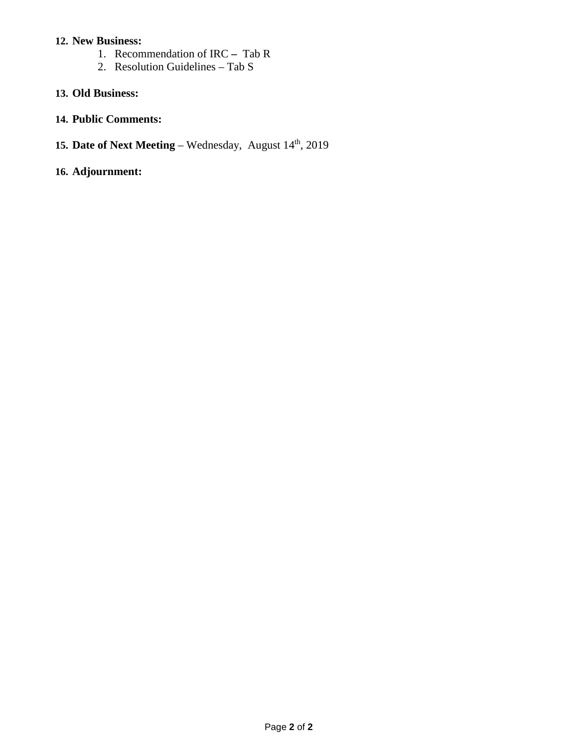**12. New Business:**

1. Recommendation of IRC – Tab R
2. Resolution Guidelines – Tab S

**13. Old Business:**

**14. Public Comments:**

**15. Date of Next Meeting** – Wednesday, August 14th, 2019

**16. Adjournment:**